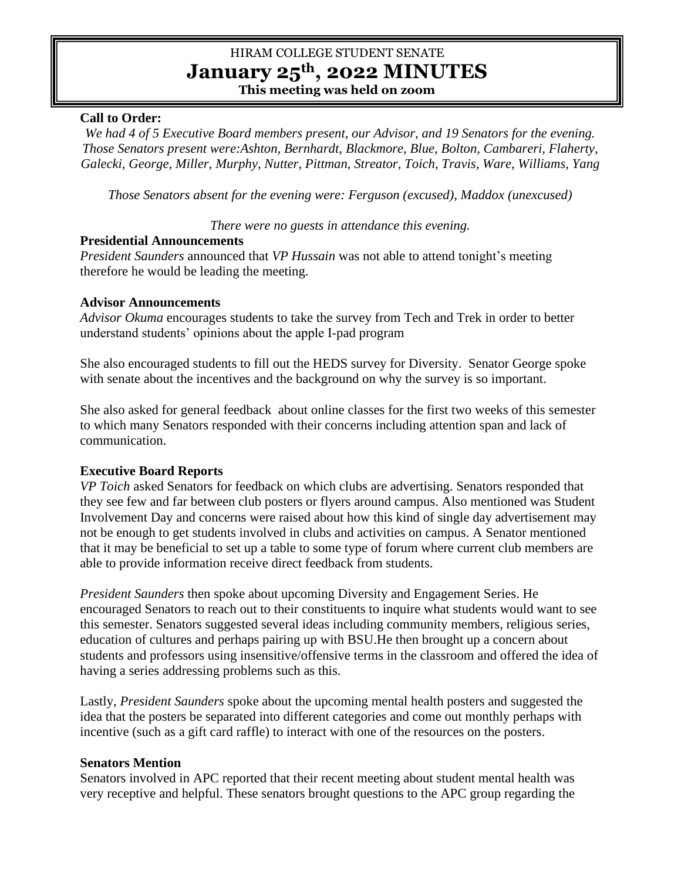# HIRAM COLLEGE STUDENT SENATE

# January 25th, 2022 MINUTES

**This meeting was held on zoom**

**Call to Order:**

*We had 4 of 5 Executive Board members present, our Advisor, and 19 Senators for the evening. Those Senators present were:Ashton, Bernhardt, Blackmore, Blue, Bolton, Cambareri, Flaherty, Galecki, George, Miller, Murphy, Nutter, Pittman, Streator, Toich, Travis, Ware, Williams, Yang*

*Those Senators absent for the evening were: Ferguson (excused), Maddox (unexcused)*

*There were no guests in attendance this evening.*

**Presidential Announcements**

*President Saunders* announced that *VP Hussain* was not able to attend tonight's meeting therefore he would be leading the meeting.

**Advisor Announcements**

*Advisor Okuma* encourages students to take the survey from Tech and Trek in order to better understand students' opinions about the apple I-pad program

She also encouraged students to fill out the HEDS survey for Diversity. Senator George spoke with senate about the incentives and the background on why the survey is so important.

She also asked for general feedback about online classes for the first two weeks of this semester to which many Senators responded with their concerns including attention span and lack of communication.

**Executive Board Reports**

*VP Toich* asked Senators for feedback on which clubs are advertising. Senators responded that they see few and far between club posters or flyers around campus. Also mentioned was Student Involvement Day and concerns were raised about how this kind of single day advertisement may not be enough to get students involved in clubs and activities on campus. A Senator mentioned that it may be beneficial to set up a table to some type of forum where current club members are able to provide information receive direct feedback from students.

*President Saunders* then spoke about upcoming Diversity and Engagement Series. He encouraged Senators to reach out to their constituents to inquire what students would want to see this semester. Senators suggested several ideas including community members, religious series, education of cultures and perhaps pairing up with BSU.He then brought up a concern about students and professors using insensitive/offensive terms in the classroom and offered the idea of having a series addressing problems such as this.

Lastly, *President Saunders* spoke about the upcoming mental health posters and suggested the idea that the posters be separated into different categories and come out monthly perhaps with incentive (such as a gift card raffle) to interact with one of the resources on the posters.

**Senators Mention**

Senators involved in APC reported that their recent meeting about student mental health was very receptive and helpful. These senators brought questions to the APC group regarding the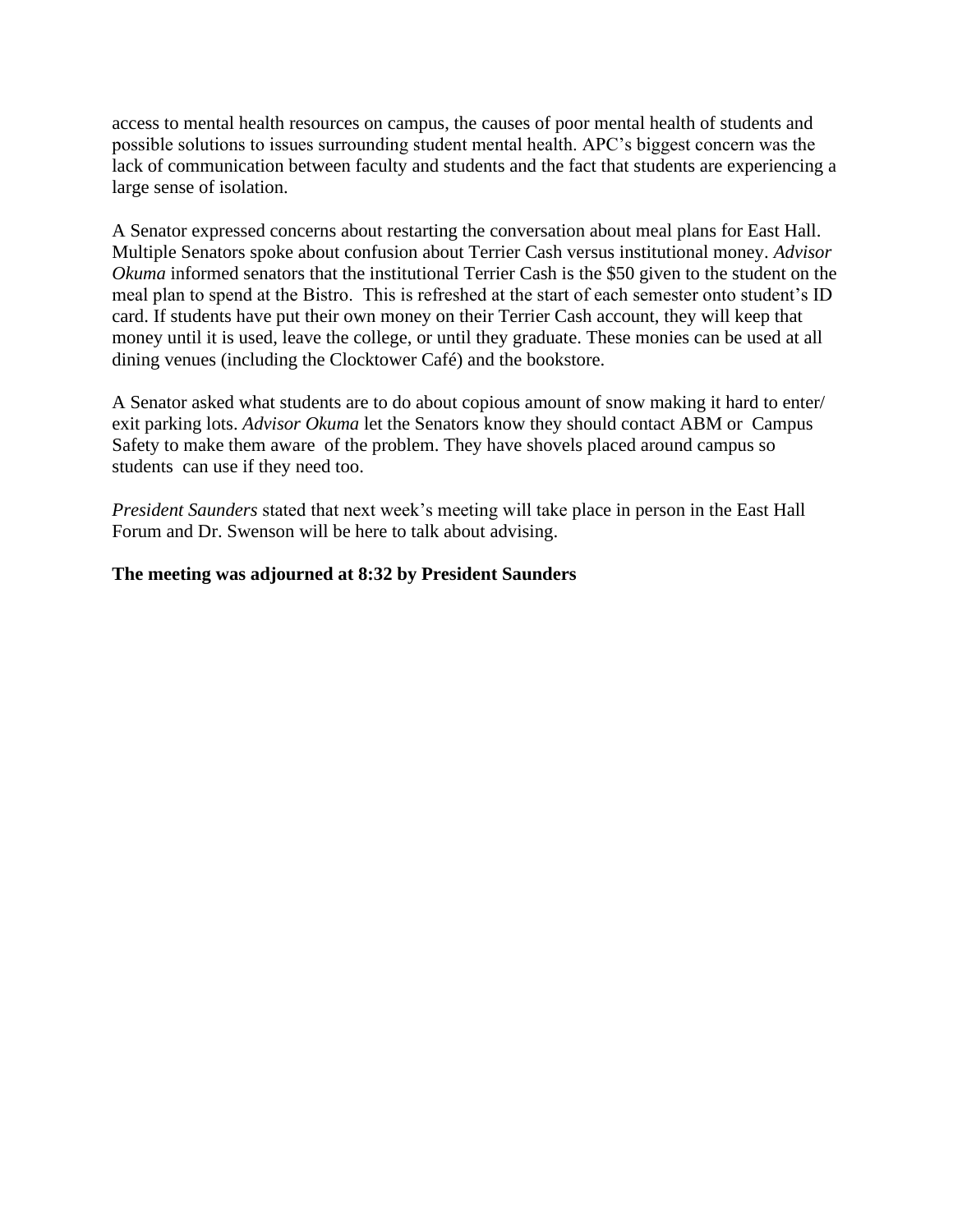access to mental health resources on campus, the causes of poor mental health of students and possible solutions to issues surrounding student mental health. APC's biggest concern was the lack of communication between faculty and students and the fact that students are experiencing a large sense of isolation.

A Senator expressed concerns about restarting the conversation about meal plans for East Hall. Multiple Senators spoke about confusion about Terrier Cash versus institutional money. *Advisor Okuma* informed senators that the institutional Terrier Cash is the $50 given to the student on the meal plan to spend at the Bistro. This is refreshed at the start of each semester onto student's ID card. If students have put their own money on their Terrier Cash account, they will keep that money until it is used, leave the college, or until they graduate. These monies can be used at all dining venues (including the Clocktower Café) and the bookstore.

A Senator asked what students are to do about copious amount of snow making it hard to enter/ exit parking lots. *Advisor Okuma* let the Senators know they should contact ABM or Campus Safety to make them aware of the problem. They have shovels placed around campus so students can use if they need too.

*President Saunders* stated that next week's meeting will take place in person in the East Hall Forum and Dr. Swenson will be here to talk about advising.

**The meeting was adjourned at 8:32 by President Saunders**